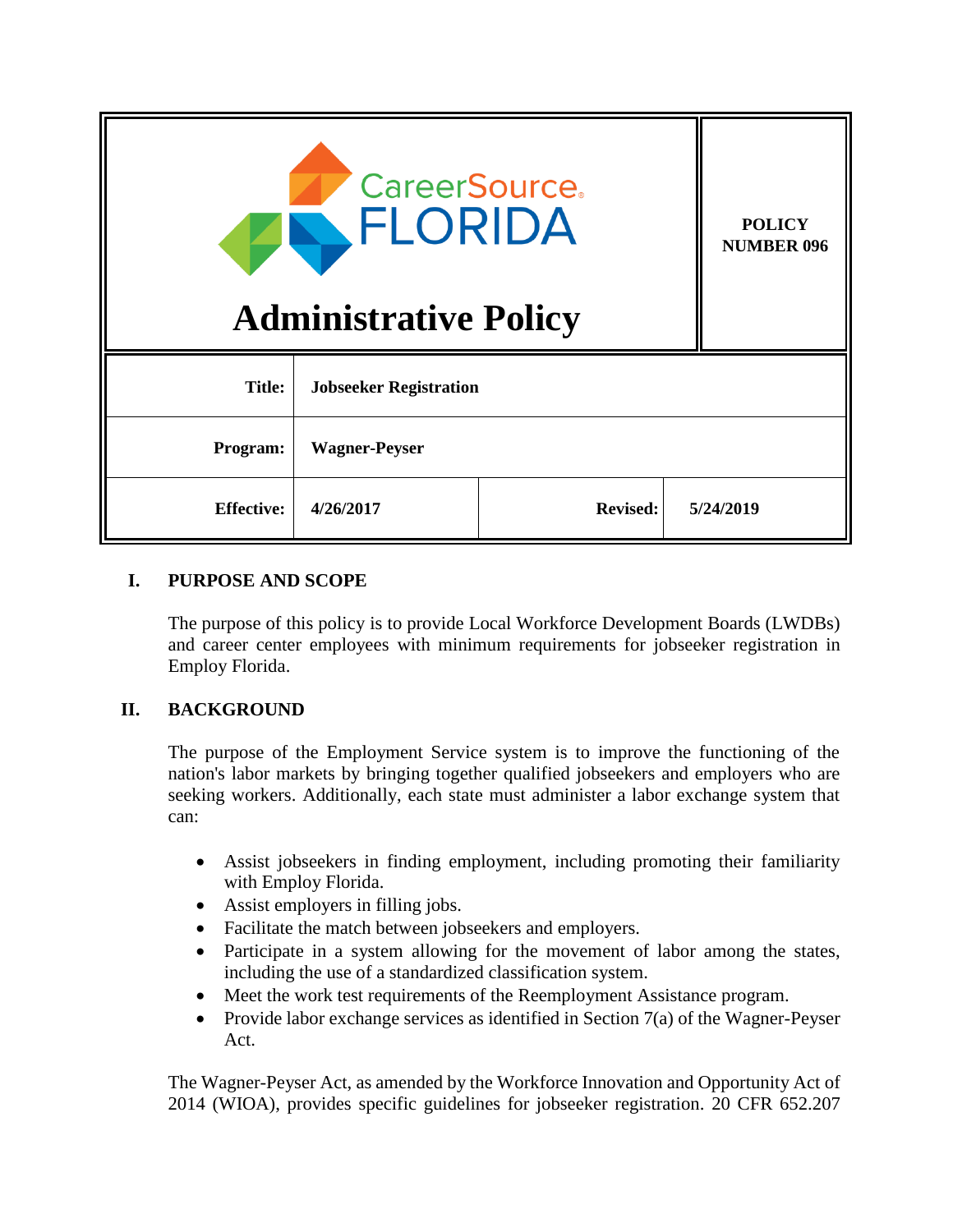CareerSource FLORIDA

# Administrative Policy

**POLICY NUMBER 096**

| | | | |
|---|---|---|---|
| **Title:** | **Jobseeker Registration** | | |
| **Program:** | **Wagner-Peyser** | | |
| **Effective:** | **4/26/2017** | **Revised:** | **5/24/2019** |

## I. PURPOSE AND SCOPE

The purpose of this policy is to provide Local Workforce Development Boards (LWDBs) and career center employees with minimum requirements for jobseeker registration in Employ Florida.

## II. BACKGROUND

The purpose of the Employment Service system is to improve the functioning of the nation's labor markets by bringing together qualified jobseekers and employers who are seeking workers. Additionally, each state must administer a labor exchange system that can:

- Assist jobseekers in finding employment, including promoting their familiarity with Employ Florida.
- Assist employers in filling jobs.
- Facilitate the match between jobseekers and employers.
- Participate in a system allowing for the movement of labor among the states, including the use of a standardized classification system.
- Meet the work test requirements of the Reemployment Assistance program.
- Provide labor exchange services as identified in Section 7(a) of the Wagner-Peyser Act.

The Wagner-Peyser Act, as amended by the Workforce Innovation and Opportunity Act of 2014 (WIOA), provides specific guidelines for jobseeker registration. 20 CFR 652.207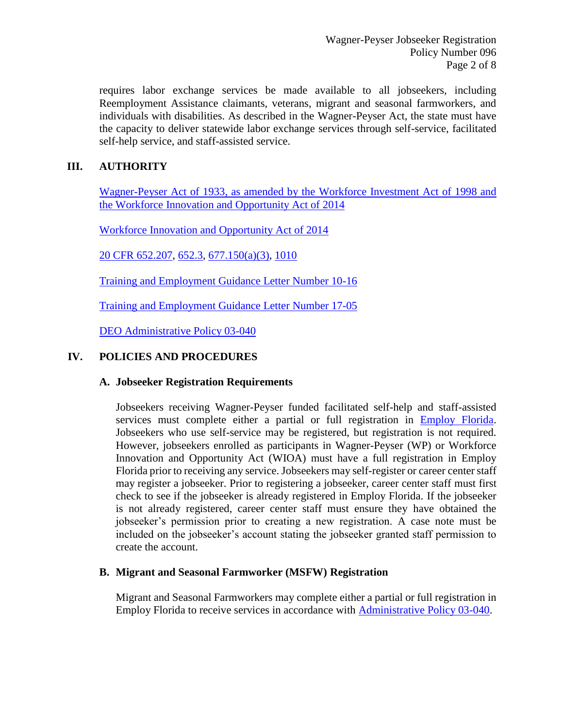requires labor exchange services be made available to all jobseekers, including Reemployment Assistance claimants, veterans, migrant and seasonal farmworkers, and individuals with disabilities. As described in the Wagner-Peyser Act, the state must have the capacity to deliver statewide labor exchange services through self-service, facilitated self-help service, and staff-assisted service.

## III. AUTHORITY

Wagner-Peyser Act of 1933, as amended by the Workforce Investment Act of 1998 and the Workforce Innovation and Opportunity Act of 2014

Workforce Innovation and Opportunity Act of 2014

20 CFR 652.207, 652.3, 677.150(a)(3), 1010

Training and Employment Guidance Letter Number 10-16

Training and Employment Guidance Letter Number 17-05

DEO Administrative Policy 03-040

## IV. POLICIES AND PROCEDURES

### A. Jobseeker Registration Requirements

Jobseekers receiving Wagner-Peyser funded facilitated self-help and staff-assisted services must complete either a partial or full registration in Employ Florida. Jobseekers who use self-service may be registered, but registration is not required. However, jobseekers enrolled as participants in Wagner-Peyser (WP) or Workforce Innovation and Opportunity Act (WIOA) must have a full registration in Employ Florida prior to receiving any service. Jobseekers may self-register or career center staff may register a jobseeker. Prior to registering a jobseeker, career center staff must first check to see if the jobseeker is already registered in Employ Florida. If the jobseeker is not already registered, career center staff must ensure they have obtained the jobseeker's permission prior to creating a new registration. A case note must be included on the jobseeker's account stating the jobseeker granted staff permission to create the account.

### B. Migrant and Seasonal Farmworker (MSFW) Registration

Migrant and Seasonal Farmworkers may complete either a partial or full registration in Employ Florida to receive services in accordance with Administrative Policy 03-040.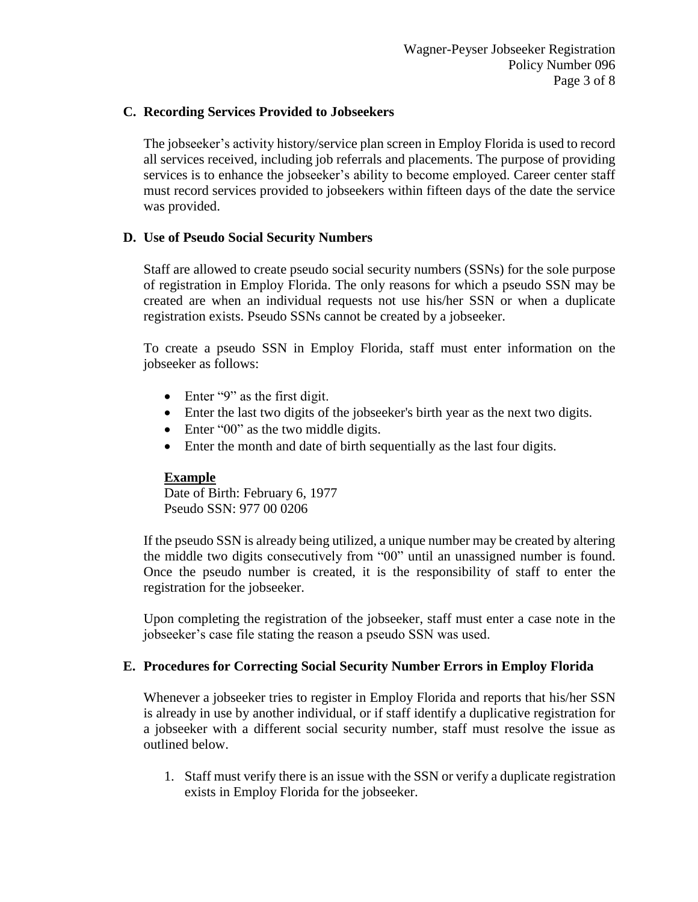### C. Recording Services Provided to Jobseekers

The jobseeker's activity history/service plan screen in Employ Florida is used to record all services received, including job referrals and placements. The purpose of providing services is to enhance the jobseeker's ability to become employed. Career center staff must record services provided to jobseekers within fifteen days of the date the service was provided.

### D. Use of Pseudo Social Security Numbers

Staff are allowed to create pseudo social security numbers (SSNs) for the sole purpose of registration in Employ Florida. The only reasons for which a pseudo SSN may be created are when an individual requests not use his/her SSN or when a duplicate registration exists. Pseudo SSNs cannot be created by a jobseeker.

To create a pseudo SSN in Employ Florida, staff must enter information on the jobseeker as follows:

- Enter "9" as the first digit.
- Enter the last two digits of the jobseeker's birth year as the next two digits.
- Enter "00" as the two middle digits.
- Enter the month and date of birth sequentially as the last four digits.

**Example**
Date of Birth: February 6, 1977
Pseudo SSN: 977 00 0206

If the pseudo SSN is already being utilized, a unique number may be created by altering the middle two digits consecutively from "00" until an unassigned number is found. Once the pseudo number is created, it is the responsibility of staff to enter the registration for the jobseeker.

Upon completing the registration of the jobseeker, staff must enter a case note in the jobseeker's case file stating the reason a pseudo SSN was used.

### E. Procedures for Correcting Social Security Number Errors in Employ Florida

Whenever a jobseeker tries to register in Employ Florida and reports that his/her SSN is already in use by another individual, or if staff identify a duplicative registration for a jobseeker with a different social security number, staff must resolve the issue as outlined below.

1. Staff must verify there is an issue with the SSN or verify a duplicate registration exists in Employ Florida for the jobseeker.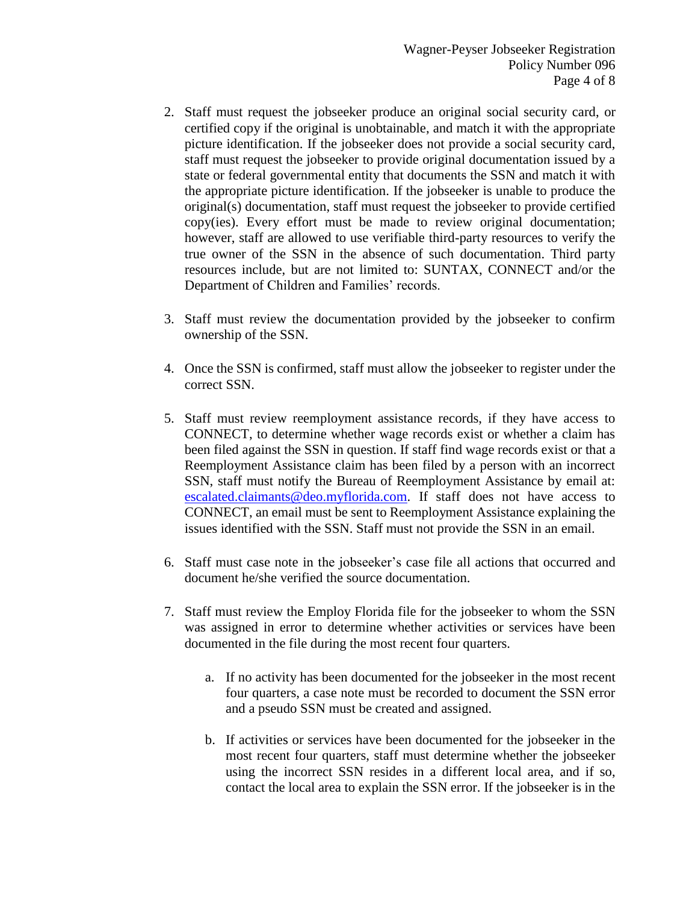2. Staff must request the jobseeker produce an original social security card, or certified copy if the original is unobtainable, and match it with the appropriate picture identification. If the jobseeker does not provide a social security card, staff must request the jobseeker to provide original documentation issued by a state or federal governmental entity that documents the SSN and match it with the appropriate picture identification. If the jobseeker is unable to produce the original(s) documentation, staff must request the jobseeker to provide certified copy(ies). Every effort must be made to review original documentation; however, staff are allowed to use verifiable third-party resources to verify the true owner of the SSN in the absence of such documentation. Third party resources include, but are not limited to: SUNTAX, CONNECT and/or the Department of Children and Families' records.

3. Staff must review the documentation provided by the jobseeker to confirm ownership of the SSN.

4. Once the SSN is confirmed, staff must allow the jobseeker to register under the correct SSN.

5. Staff must review reemployment assistance records, if they have access to CONNECT, to determine whether wage records exist or whether a claim has been filed against the SSN in question. If staff find wage records exist or that a Reemployment Assistance claim has been filed by a person with an incorrect SSN, staff must notify the Bureau of Reemployment Assistance by email at: escalated.claimants@deo.myflorida.com. If staff does not have access to CONNECT, an email must be sent to Reemployment Assistance explaining the issues identified with the SSN. Staff must not provide the SSN in an email.

6. Staff must case note in the jobseeker's case file all actions that occurred and document he/she verified the source documentation.

7. Staff must review the Employ Florida file for the jobseeker to whom the SSN was assigned in error to determine whether activities or services have been documented in the file during the most recent four quarters.

   a. If no activity has been documented for the jobseeker in the most recent four quarters, a case note must be recorded to document the SSN error and a pseudo SSN must be created and assigned.

   b. If activities or services have been documented for the jobseeker in the most recent four quarters, staff must determine whether the jobseeker using the incorrect SSN resides in a different local area, and if so, contact the local area to explain the SSN error. If the jobseeker is in the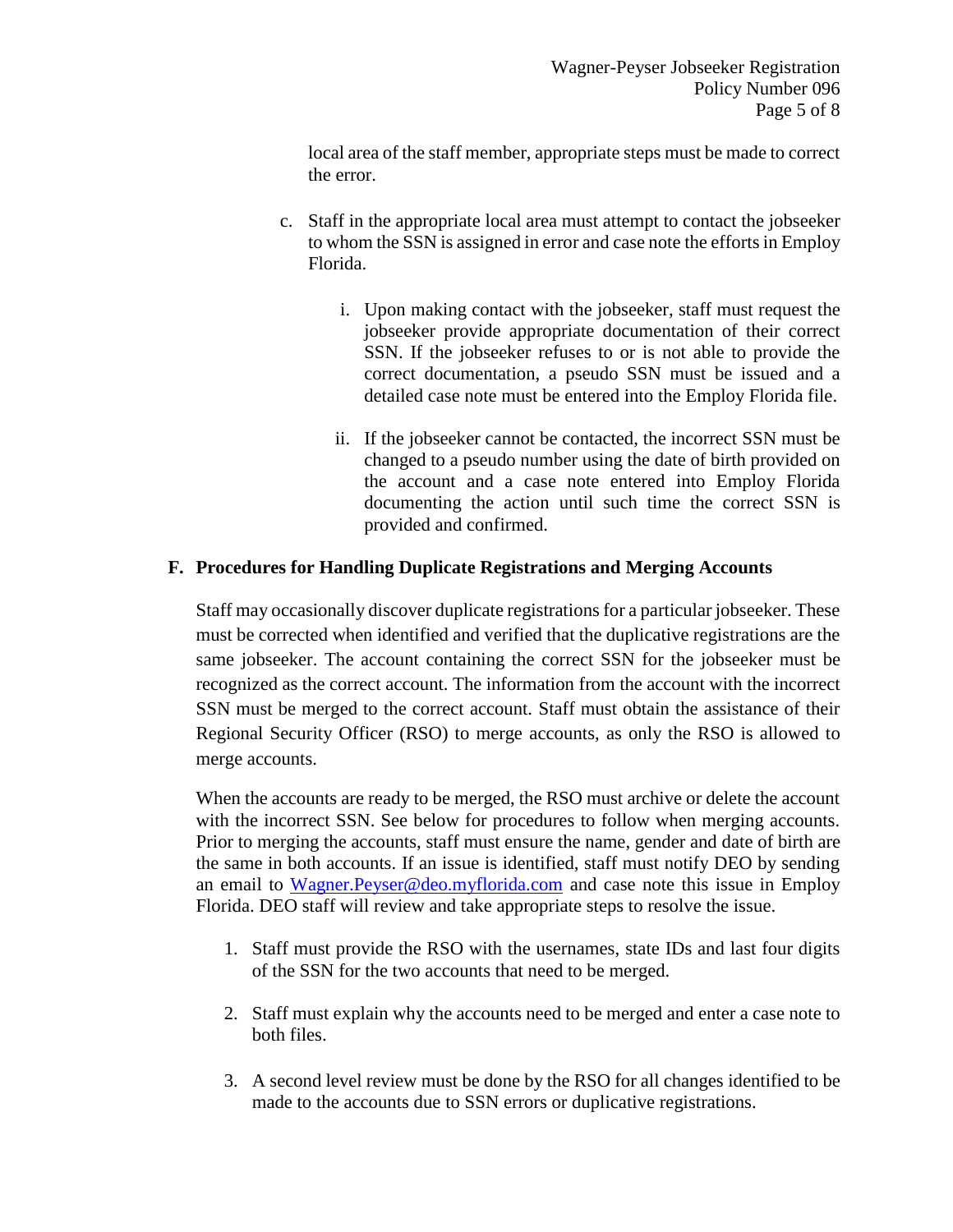local area of the staff member, appropriate steps must be made to correct the error.

c. Staff in the appropriate local area must attempt to contact the jobseeker to whom the SSN is assigned in error and case note the efforts in Employ Florida.

    i. Upon making contact with the jobseeker, staff must request the jobseeker provide appropriate documentation of their correct SSN. If the jobseeker refuses to or is not able to provide the correct documentation, a pseudo SSN must be issued and a detailed case note must be entered into the Employ Florida file.

    ii. If the jobseeker cannot be contacted, the incorrect SSN must be changed to a pseudo number using the date of birth provided on the account and a case note entered into Employ Florida documenting the action until such time the correct SSN is provided and confirmed.

## F. Procedures for Handling Duplicate Registrations and Merging Accounts

Staff may occasionally discover duplicate registrations for a particular jobseeker. These must be corrected when identified and verified that the duplicative registrations are the same jobseeker. The account containing the correct SSN for the jobseeker must be recognized as the correct account. The information from the account with the incorrect SSN must be merged to the correct account. Staff must obtain the assistance of their Regional Security Officer (RSO) to merge accounts, as only the RSO is allowed to merge accounts.

When the accounts are ready to be merged, the RSO must archive or delete the account with the incorrect SSN. See below for procedures to follow when merging accounts. Prior to merging the accounts, staff must ensure the name, gender and date of birth are the same in both accounts. If an issue is identified, staff must notify DEO by sending an email to Wagner.Peyser@deo.myflorida.com and case note this issue in Employ Florida. DEO staff will review and take appropriate steps to resolve the issue.

1. Staff must provide the RSO with the usernames, state IDs and last four digits of the SSN for the two accounts that need to be merged.

2. Staff must explain why the accounts need to be merged and enter a case note to both files.

3. A second level review must be done by the RSO for all changes identified to be made to the accounts due to SSN errors or duplicative registrations.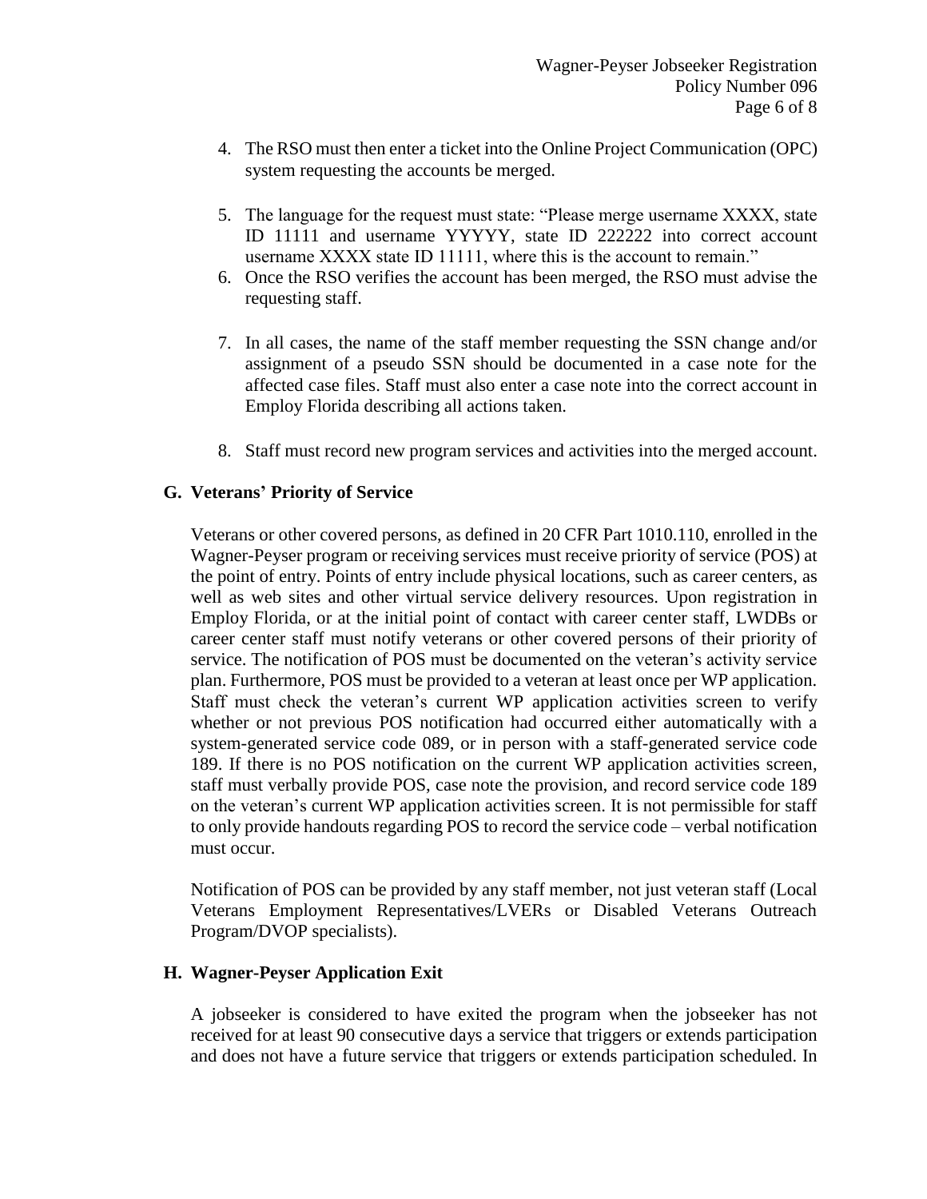4. The RSO must then enter a ticket into the Online Project Communication (OPC) system requesting the accounts be merged.

5. The language for the request must state: "Please merge username XXXX, state ID 11111 and username YYYYY, state ID 222222 into correct account username XXXX state ID 11111, where this is the account to remain."
6. Once the RSO verifies the account has been merged, the RSO must advise the requesting staff.

7. In all cases, the name of the staff member requesting the SSN change and/or assignment of a pseudo SSN should be documented in a case note for the affected case files. Staff must also enter a case note into the correct account in Employ Florida describing all actions taken.

8. Staff must record new program services and activities into the merged account.

### G. Veterans' Priority of Service

Veterans or other covered persons, as defined in 20 CFR Part 1010.110, enrolled in the Wagner-Peyser program or receiving services must receive priority of service (POS) at the point of entry. Points of entry include physical locations, such as career centers, as well as web sites and other virtual service delivery resources. Upon registration in Employ Florida, or at the initial point of contact with career center staff, LWDBs or career center staff must notify veterans or other covered persons of their priority of service. The notification of POS must be documented on the veteran's activity service plan. Furthermore, POS must be provided to a veteran at least once per WP application. Staff must check the veteran's current WP application activities screen to verify whether or not previous POS notification had occurred either automatically with a system-generated service code 089, or in person with a staff-generated service code 189. If there is no POS notification on the current WP application activities screen, staff must verbally provide POS, case note the provision, and record service code 189 on the veteran's current WP application activities screen. It is not permissible for staff to only provide handouts regarding POS to record the service code – verbal notification must occur.

Notification of POS can be provided by any staff member, not just veteran staff (Local Veterans Employment Representatives/LVERs or Disabled Veterans Outreach Program/DVOP specialists).

### H. Wagner-Peyser Application Exit

A jobseeker is considered to have exited the program when the jobseeker has not received for at least 90 consecutive days a service that triggers or extends participation and does not have a future service that triggers or extends participation scheduled. In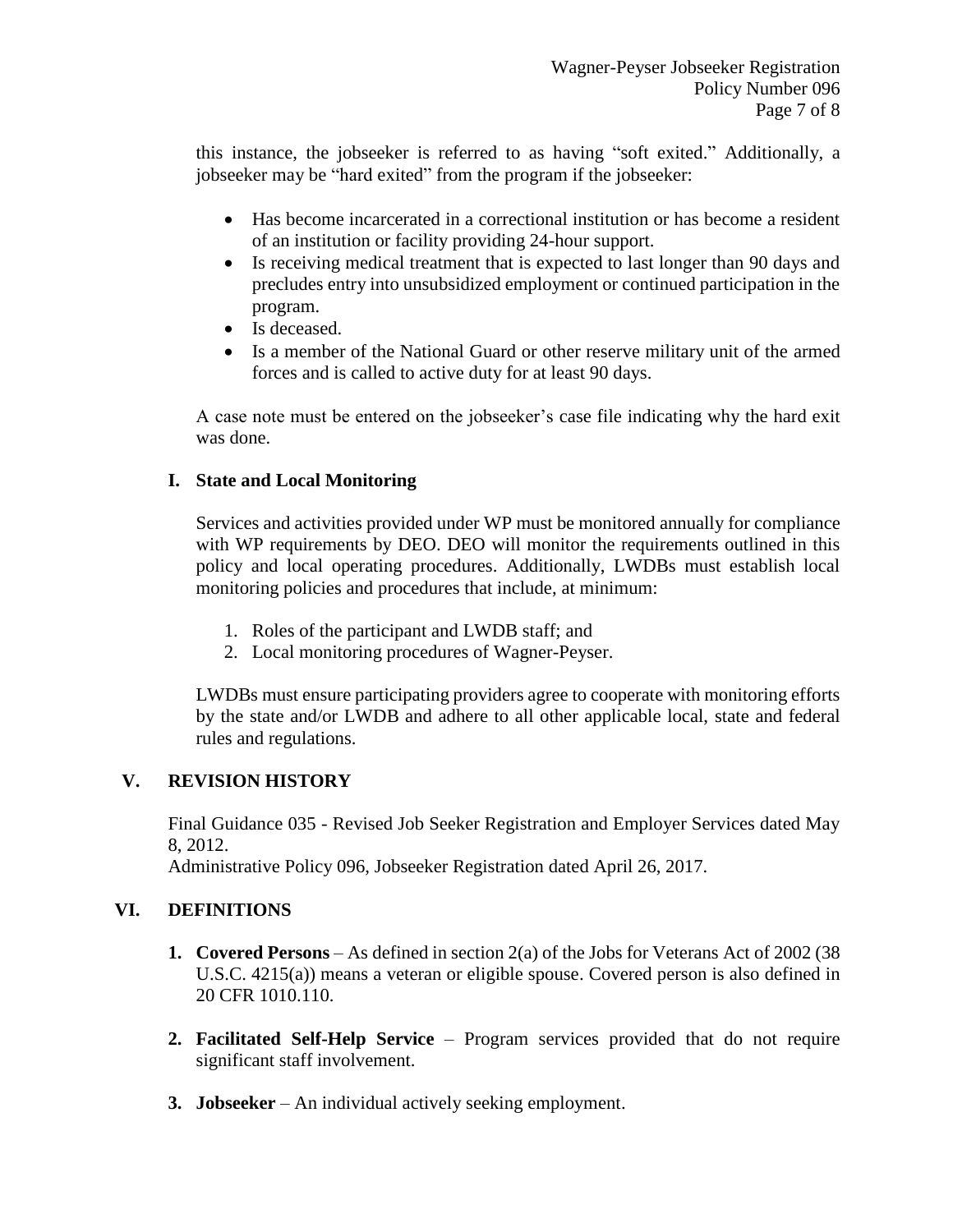this instance, the jobseeker is referred to as having "soft exited." Additionally, a jobseeker may be "hard exited" from the program if the jobseeker:

- Has become incarcerated in a correctional institution or has become a resident of an institution or facility providing 24-hour support.
- Is receiving medical treatment that is expected to last longer than 90 days and precludes entry into unsubsidized employment or continued participation in the program.
- Is deceased.
- Is a member of the National Guard or other reserve military unit of the armed forces and is called to active duty for at least 90 days.

A case note must be entered on the jobseeker's case file indicating why the hard exit was done.

### I. State and Local Monitoring

Services and activities provided under WP must be monitored annually for compliance with WP requirements by DEO. DEO will monitor the requirements outlined in this policy and local operating procedures. Additionally, LWDBs must establish local monitoring policies and procedures that include, at minimum:

1. Roles of the participant and LWDB staff; and
2. Local monitoring procedures of Wagner-Peyser.

LWDBs must ensure participating providers agree to cooperate with monitoring efforts by the state and/or LWDB and adhere to all other applicable local, state and federal rules and regulations.

## V. REVISION HISTORY

Final Guidance 035 - Revised Job Seeker Registration and Employer Services dated May 8, 2012.
Administrative Policy 096, Jobseeker Registration dated April 26, 2017.

## VI. DEFINITIONS

1. **Covered Persons** – As defined in section 2(a) of the Jobs for Veterans Act of 2002 (38 U.S.C. 4215(a)) means a veteran or eligible spouse. Covered person is also defined in 20 CFR 1010.110.

2. **Facilitated Self-Help Service** – Program services provided that do not require significant staff involvement.

3. **Jobseeker** – An individual actively seeking employment.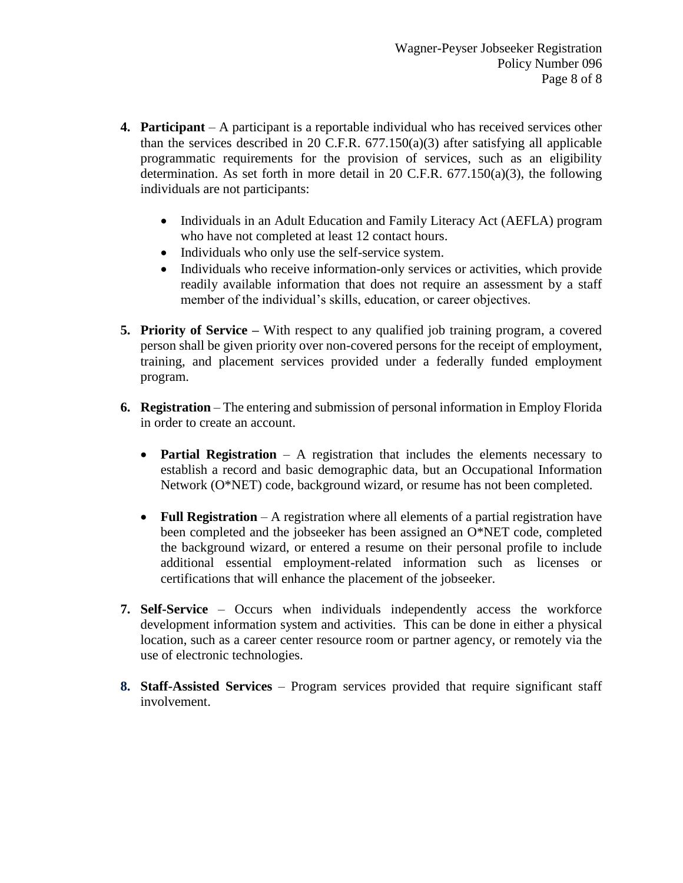4. **Participant** – A participant is a reportable individual who has received services other than the services described in 20 C.F.R. 677.150(a)(3) after satisfying all applicable programmatic requirements for the provision of services, such as an eligibility determination. As set forth in more detail in 20 C.F.R. 677.150(a)(3), the following individuals are not participants:

   - Individuals in an Adult Education and Family Literacy Act (AEFLA) program who have not completed at least 12 contact hours.
   - Individuals who only use the self-service system.
   - Individuals who receive information-only services or activities, which provide readily available information that does not require an assessment by a staff member of the individual's skills, education, or career objectives.

5. **Priority of Service –** With respect to any qualified job training program, a covered person shall be given priority over non-covered persons for the receipt of employment, training, and placement services provided under a federally funded employment program.

6. **Registration** – The entering and submission of personal information in Employ Florida in order to create an account.

   - **Partial Registration** – A registration that includes the elements necessary to establish a record and basic demographic data, but an Occupational Information Network (O*NET) code, background wizard, or resume has not been completed.

   - **Full Registration** – A registration where all elements of a partial registration have been completed and the jobseeker has been assigned an O*NET code, completed the background wizard, or entered a resume on their personal profile to include additional essential employment-related information such as licenses or certifications that will enhance the placement of the jobseeker.

7. **Self-Service** – Occurs when individuals independently access the workforce development information system and activities. This can be done in either a physical location, such as a career center resource room or partner agency, or remotely via the use of electronic technologies.

8. **Staff-Assisted Services** – Program services provided that require significant staff involvement.